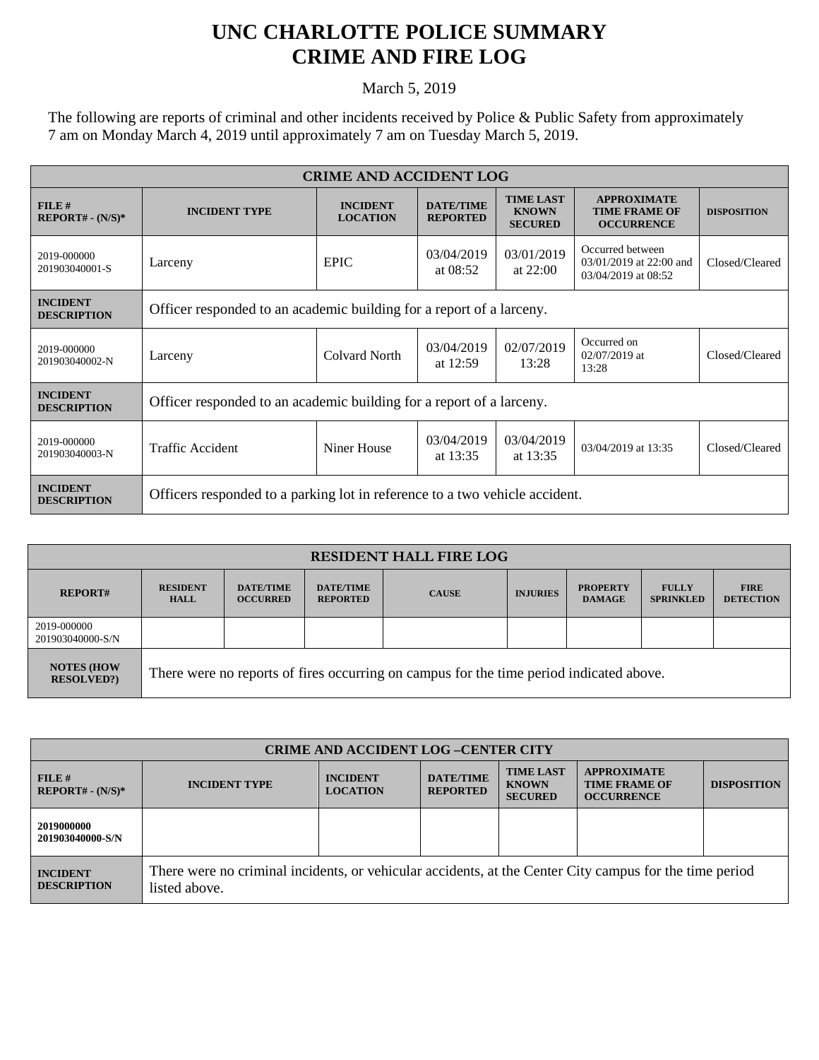# UNC CHARLOTTE POLICE SUMMARY
# CRIME AND FIRE LOG

March 5, 2019

The following are reports of criminal and other incidents received by Police & Public Safety from approximately 7 am on Monday March 4, 2019 until approximately 7 am on Tuesday March 5, 2019.

| CRIME AND ACCIDENT LOG | | | | | | |
|---|---|---|---|---|---|---|
| **FILE # REPORT# - (N/S)*** | **INCIDENT TYPE** | **INCIDENT LOCATION** | **DATE/TIME REPORTED** | **TIME LAST KNOWN SECURED** | **APPROXIMATE TIME FRAME OF OCCURRENCE** | **DISPOSITION** |
| 2019-000000 201903040001-S | Larceny | EPIC | 03/04/2019 at 08:52 | 03/01/2019 at 22:00 | Occurred between 03/01/2019 at 22:00 and 03/04/2019 at 08:52 | Closed/Cleared |
| **INCIDENT DESCRIPTION** | Officer responded to an academic building for a report of a larceny. | | | | | |
| 2019-000000 201903040002-N | Larceny | Colvard North | 03/04/2019 at 12:59 | 02/07/2019 13:28 | Occurred on 02/07/2019 at 13:28 | Closed/Cleared |
| **INCIDENT DESCRIPTION** | Officer responded to an academic building for a report of a larceny. | | | | | |
| 2019-000000 201903040003-N | Traffic Accident | Niner House | 03/04/2019 at 13:35 | 03/04/2019 at 13:35 | 03/04/2019 at 13:35 | Closed/Cleared |
| **INCIDENT DESCRIPTION** | Officers responded to a parking lot in reference to a two vehicle accident. | | | | | |

| RESIDENT HALL FIRE LOG | | | | | | | | |
|---|---|---|---|---|---|---|---|---|
| **REPORT#** | **RESIDENT HALL** | **DATE/TIME OCCURRED** | **DATE/TIME REPORTED** | **CAUSE** | **INJURIES** | **PROPERTY DAMAGE** | **FULLY SPRINKLED** | **FIRE DETECTION** |
| 2019-000000 201903040000-S/N | | | | | | | | |
| **NOTES (HOW RESOLVED?)** | There were no reports of fires occurring on campus for the time period indicated above. | | | | | | | |

| CRIME AND ACCIDENT LOG –CENTER CITY | | | | | | |
|---|---|---|---|---|---|---|
| **FILE # REPORT# - (N/S)*** | **INCIDENT TYPE** | **INCIDENT LOCATION** | **DATE/TIME REPORTED** | **TIME LAST KNOWN SECURED** | **APPROXIMATE TIME FRAME OF OCCURRENCE** | **DISPOSITION** |
| **2019000000 201903040000-S/N** | | | | | | |
| **INCIDENT DESCRIPTION** | There were no criminal incidents, or vehicular accidents, at the Center City campus for the time period listed above. | | | | | |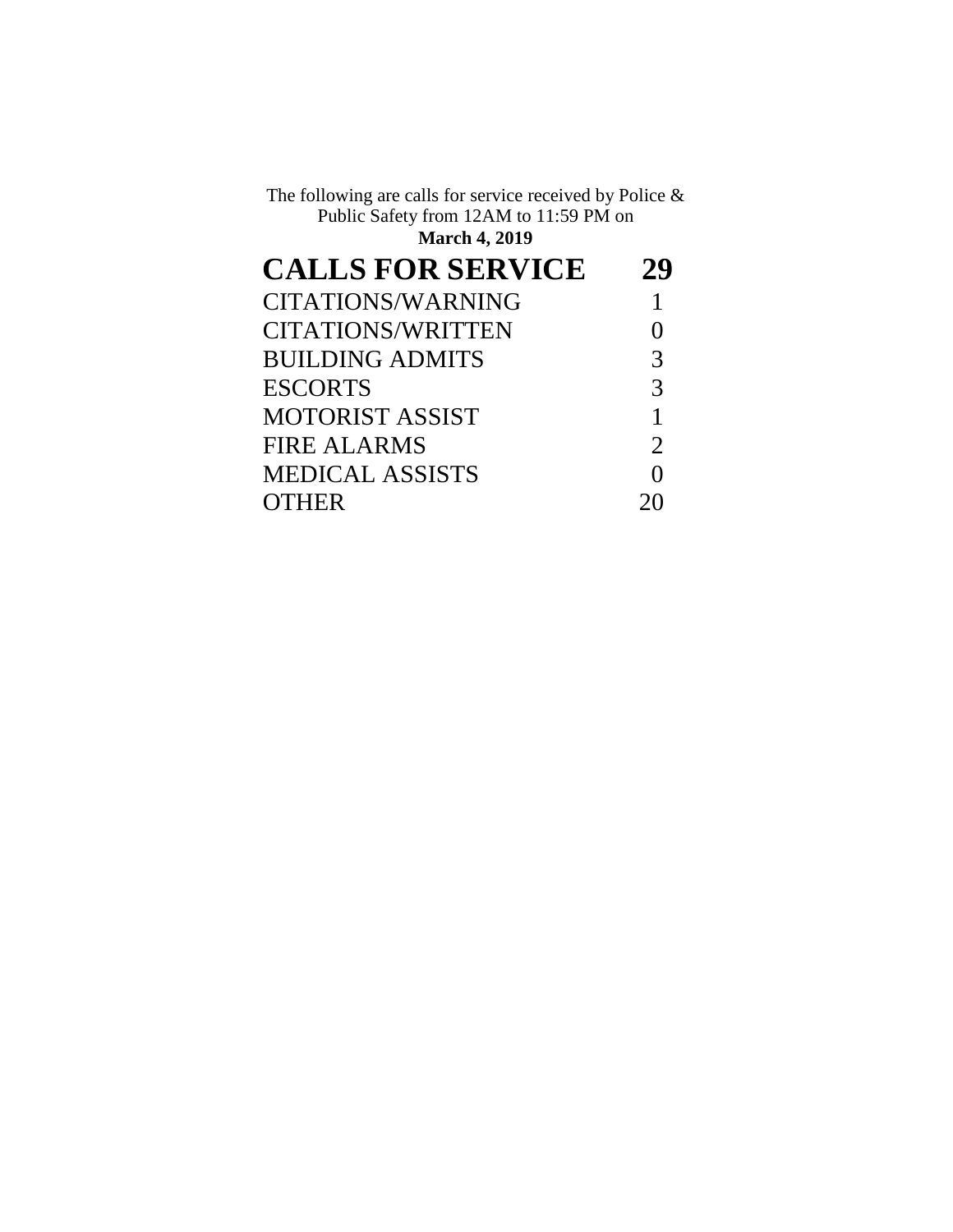The following are calls for service received by Police & Public Safety from 12AM to 11:59 PM on

**March 4, 2019**

| | |
|---|---|
| **CALLS FOR SERVICE** | **29** |
| CITATIONS/WARNING | 1 |
| CITATIONS/WRITTEN | 0 |
| BUILDING ADMITS | 3 |
| ESCORTS | 3 |
| MOTORIST ASSIST | 1 |
| FIRE ALARMS | 2 |
| MEDICAL ASSISTS | 0 |
| OTHER | 20 |